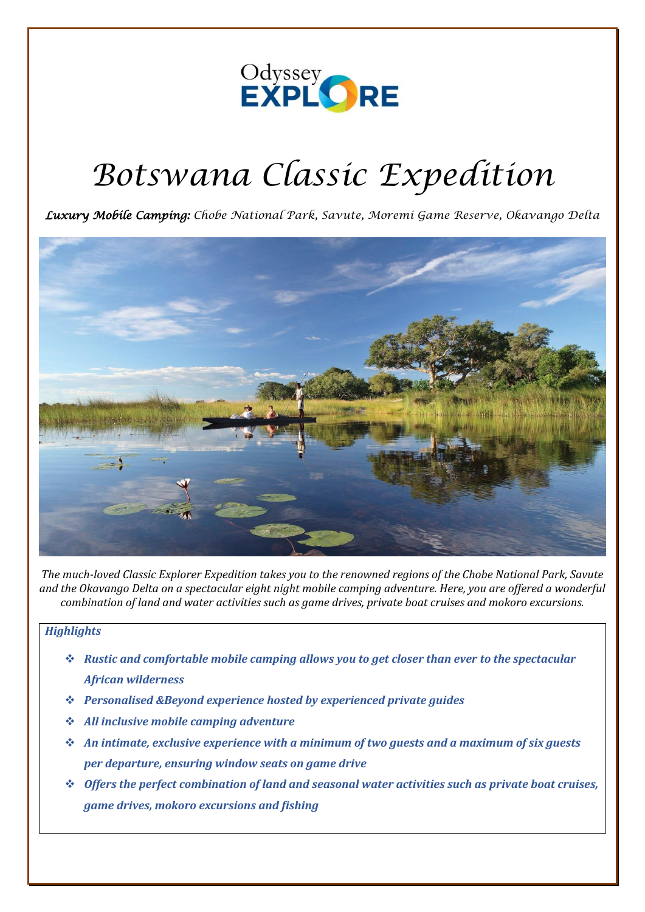Odyssey EXPLORE

# Botswana Classic Expedition

***Luxury Mobile Camping:*** *Chobe National Park, Savute, Moremi Game Reserve, Okavango Delta*

*The much-loved Classic Explorer Expedition takes you to the renowned regions of the Chobe National Park, Savute and the Okavango Delta on a spectacular eight night mobile camping adventure. Here, you are offered a wonderful combination of land and water activities such as game drives, private boat cruises and mokoro excursions.*

***Highlights***

- ***Rustic and comfortable mobile camping allows you to get closer than ever to the spectacular African wilderness***
- ***Personalised &Beyond experience hosted by experienced private guides***
- ***All inclusive mobile camping adventure***
- ***An intimate, exclusive experience with a minimum of two guests and a maximum of six guests per departure, ensuring window seats on game drive***
- ***Offers the perfect combination of land and seasonal water activities such as private boat cruises, game drives, mokoro excursions and fishing***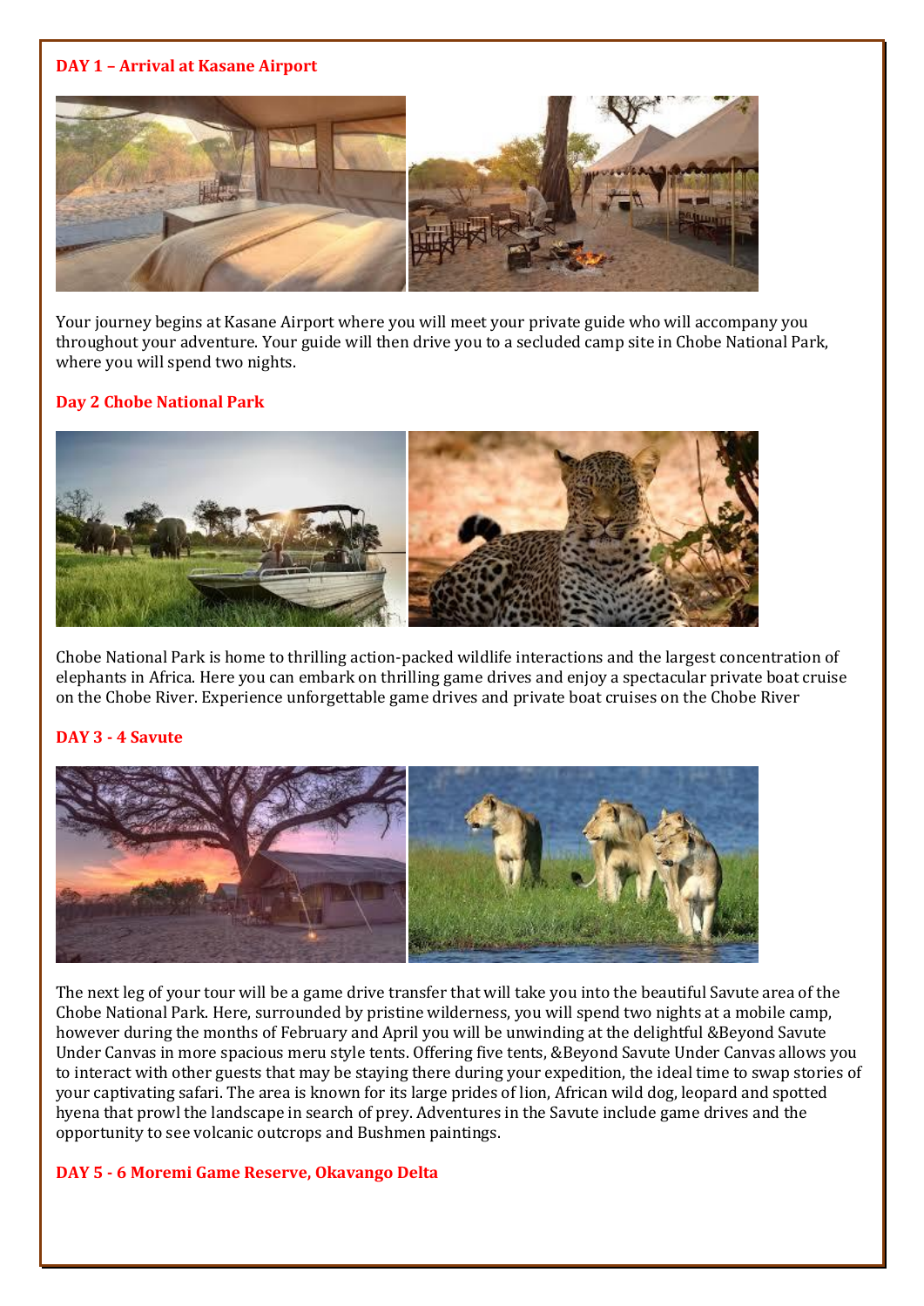## DAY 1 – Arrival at Kasane Airport

Your journey begins at Kasane Airport where you will meet your private guide who will accompany you throughout your adventure. Your guide will then drive you to a secluded camp site in Chobe National Park, where you will spend two nights.

## Day 2 Chobe National Park

Chobe National Park is home to thrilling action-packed wildlife interactions and the largest concentration of elephants in Africa. Here you can embark on thrilling game drives and enjoy a spectacular private boat cruise on the Chobe River. Experience unforgettable game drives and private boat cruises on the Chobe River

## DAY 3 - 4 Savute

The next leg of your tour will be a game drive transfer that will take you into the beautiful Savute area of the Chobe National Park. Here, surrounded by pristine wilderness, you will spend two nights at a mobile camp, however during the months of February and April you will be unwinding at the delightful &Beyond Savute Under Canvas in more spacious meru style tents. Offering five tents, &Beyond Savute Under Canvas allows you to interact with other guests that may be staying there during your expedition, the ideal time to swap stories of your captivating safari. The area is known for its large prides of lion, African wild dog, leopard and spotted hyena that prowl the landscape in search of prey. Adventures in the Savute include game drives and the opportunity to see volcanic outcrops and Bushmen paintings.

## DAY 5 - 6 Moremi Game Reserve, Okavango Delta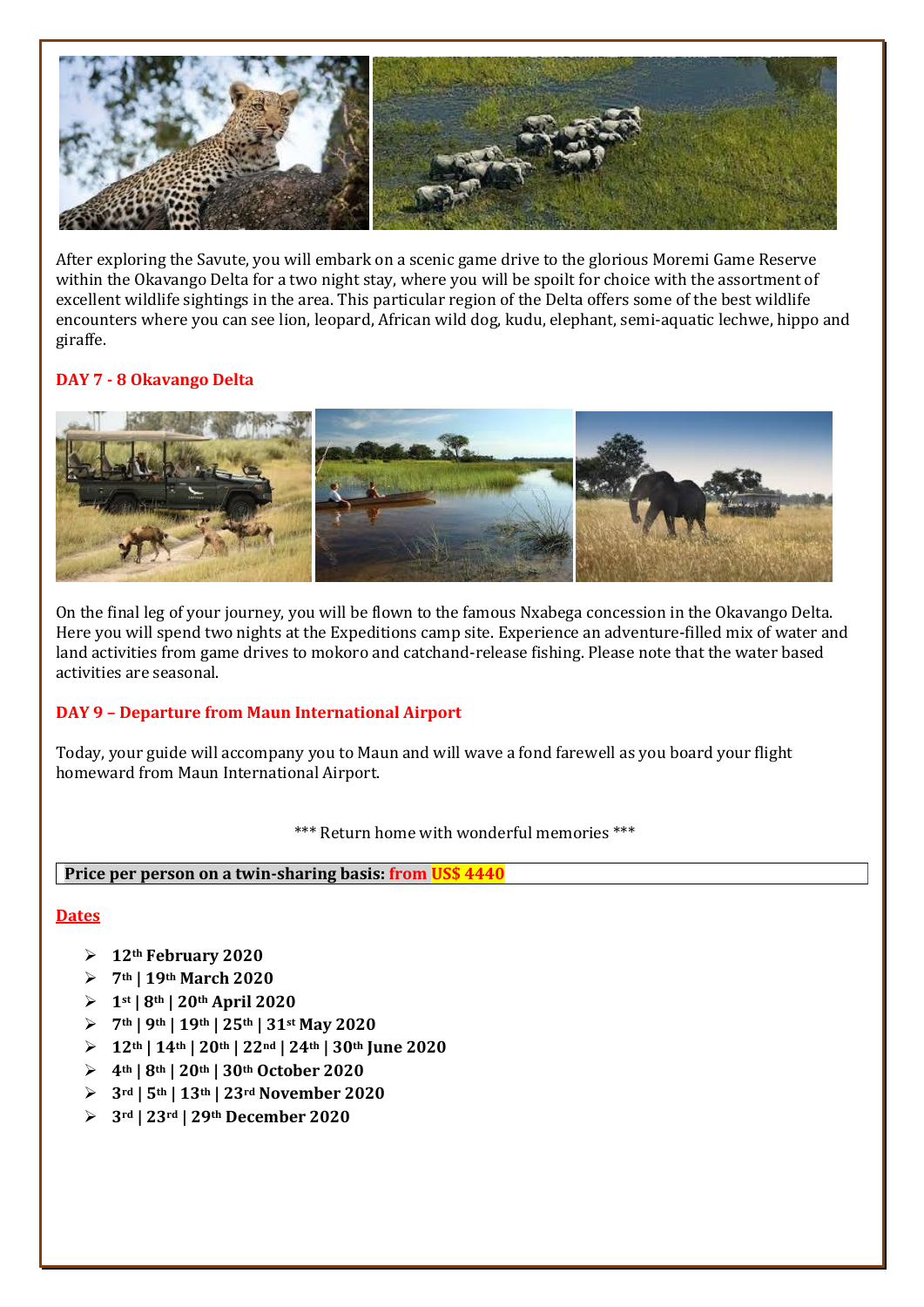After exploring the Savute, you will embark on a scenic game drive to the glorious Moremi Game Reserve within the Okavango Delta for a two night stay, where you will be spoilt for choice with the assortment of excellent wildlife sightings in the area. This particular region of the Delta offers some of the best wildlife encounters where you can see lion, leopard, African wild dog, kudu, elephant, semi-aquatic lechwe, hippo and giraffe.

## DAY 7 - 8 Okavango Delta

On the final leg of your journey, you will be flown to the famous Nxabega concession in the Okavango Delta. Here you will spend two nights at the Expeditions camp site. Experience an adventure-filled mix of water and land activities from game drives to mokoro and catchand-release fishing. Please note that the water based activities are seasonal.

## DAY 9 – Departure from Maun International Airport

Today, your guide will accompany you to Maun and will wave a fond farewell as you board your flight homeward from Maun International Airport.

*** Return home with wonderful memories ***

**Price per person on a twin-sharing basis: from US$ 4440**

## Dates

- **12th February 2020**
- **7th | 19th March 2020**
- **1st | 8th | 20th April 2020**
- **7th | 9th | 19th | 25th | 31st May 2020**
- **12th | 14th | 20th | 22nd | 24th | 30th June 2020**
- **4th | 8th | 20th | 30th October 2020**
- **3rd | 5th | 13th | 23rd November 2020**
- **3rd | 23rd | 29th December 2020**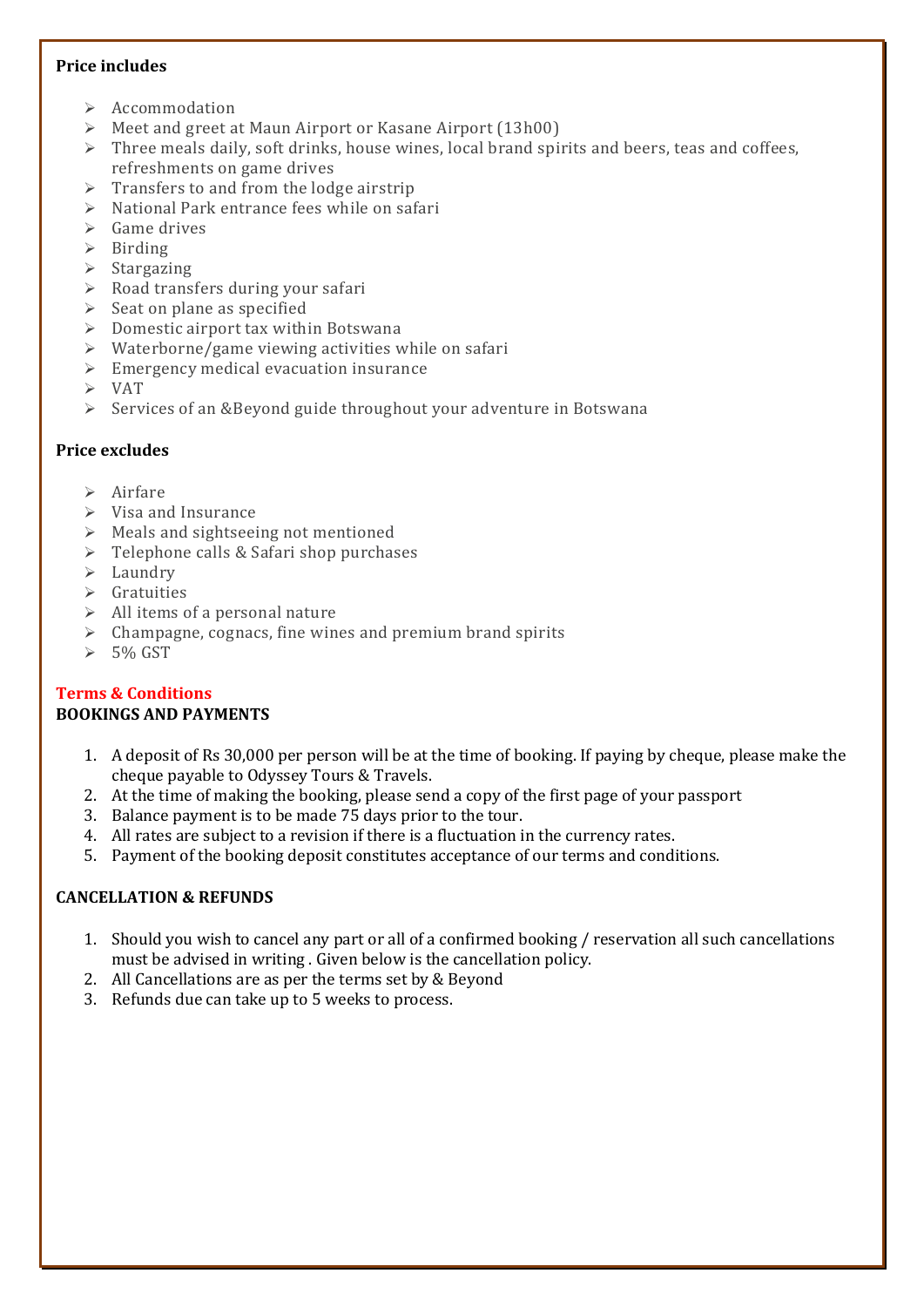**Price includes**

- Accommodation
- Meet and greet at Maun Airport or Kasane Airport (13h00)
- Three meals daily, soft drinks, house wines, local brand spirits and beers, teas and coffees, refreshments on game drives
- Transfers to and from the lodge airstrip
- National Park entrance fees while on safari
- Game drives
- Birding
- Stargazing
- Road transfers during your safari
- Seat on plane as specified
- Domestic airport tax within Botswana
- Waterborne/game viewing activities while on safari
- Emergency medical evacuation insurance
- VAT
- Services of an &Beyond guide throughout your adventure in Botswana

**Price excludes**

- Airfare
- Visa and Insurance
- Meals and sightseeing not mentioned
- Telephone calls & Safari shop purchases
- Laundry
- Gratuities
- All items of a personal nature
- Champagne, cognacs, fine wines and premium brand spirits
- 5% GST

**Terms & Conditions**

**BOOKINGS AND PAYMENTS**

1. A deposit of Rs 30,000 per person will be at the time of booking. If paying by cheque, please make the cheque payable to Odyssey Tours & Travels.
2. At the time of making the booking, please send a copy of the first page of your passport
3. Balance payment is to be made 75 days prior to the tour.
4. All rates are subject to a revision if there is a fluctuation in the currency rates.
5. Payment of the booking deposit constitutes acceptance of our terms and conditions.

**CANCELLATION & REFUNDS**

1. Should you wish to cancel any part or all of a confirmed booking / reservation all such cancellations must be advised in writing . Given below is the cancellation policy.
2. All Cancellations are as per the terms set by & Beyond
3. Refunds due can take up to 5 weeks to process.